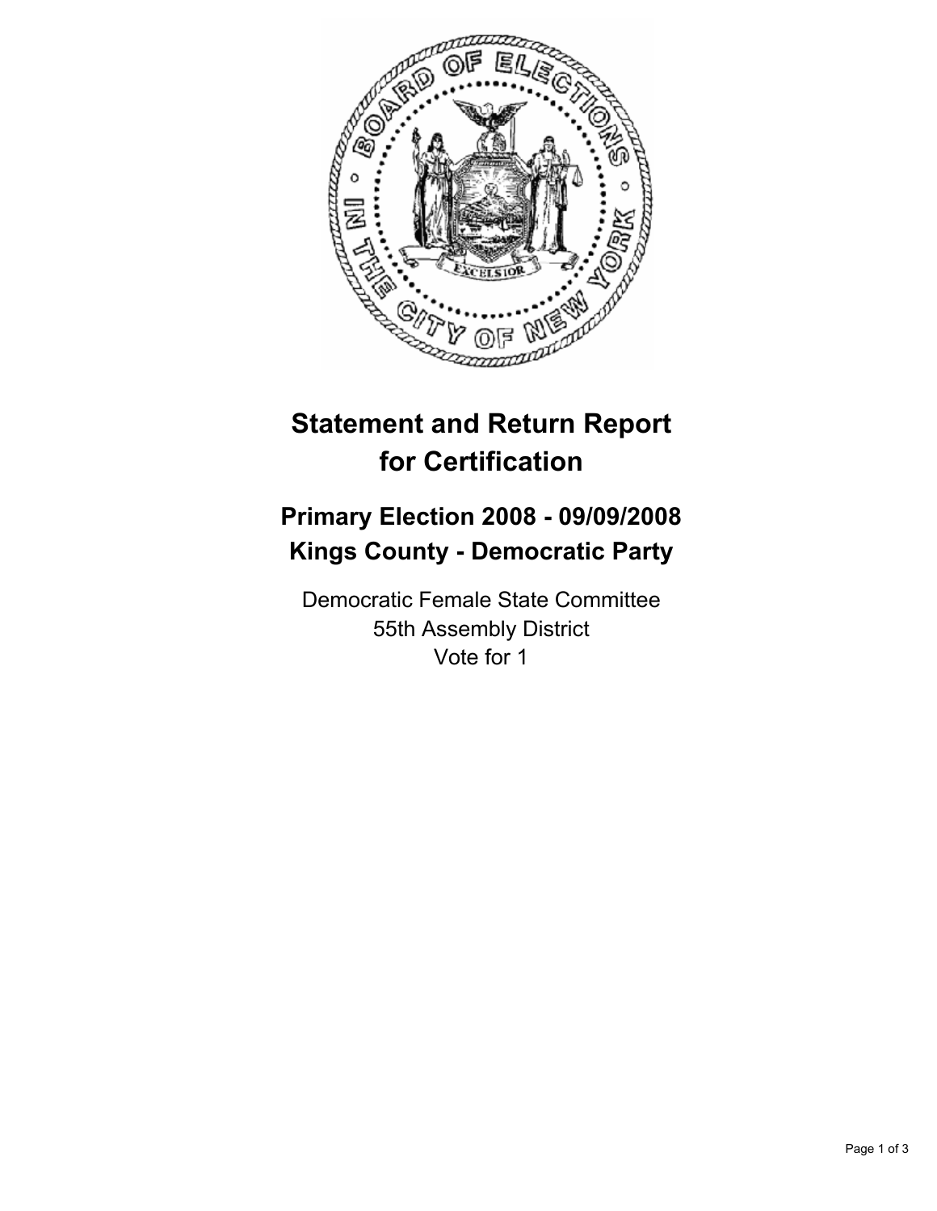# Statement and Return Report for Certification

## Primary Election 2008 - 09/09/2008
## Kings County - Democratic Party

Democratic Female State Committee
55th Assembly District
Vote for 1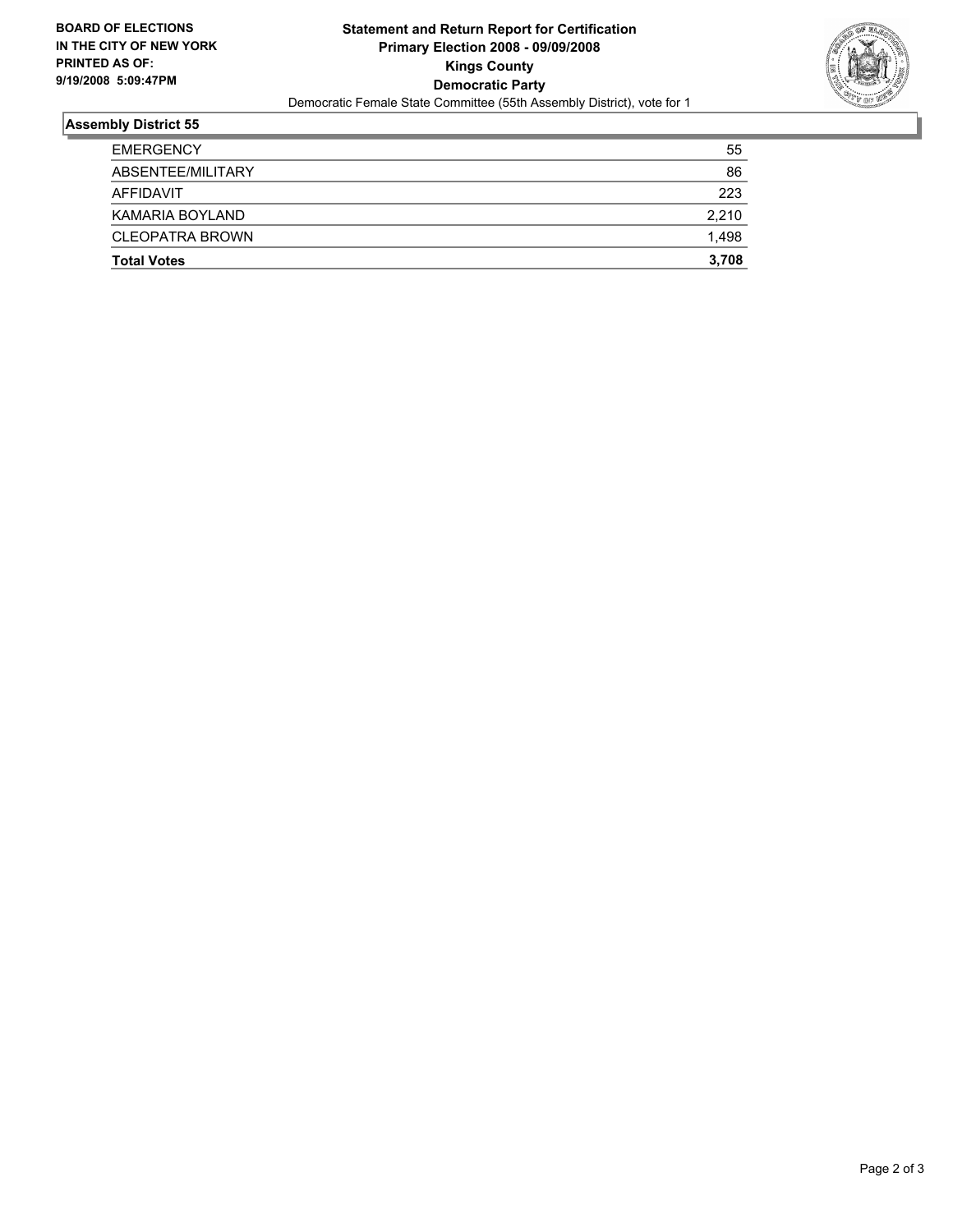**BOARD OF ELECTIONS IN THE CITY OF NEW YORK PRINTED AS OF: 9/19/2008 5:09:47PM**

# Statement and Return Report for Certification
## Primary Election 2008 - 09/09/2008
## Kings County
## Democratic Party

Democratic Female State Committee (55th Assembly District), vote for 1

### Assembly District 55

| | |
|---|---|
| EMERGENCY | 55 |
| ABSENTEE/MILITARY | 86 |
| AFFIDAVIT | 223 |
| KAMARIA BOYLAND | 2,210 |
| CLEOPATRA BROWN | 1,498 |
| **Total Votes** | **3,708** |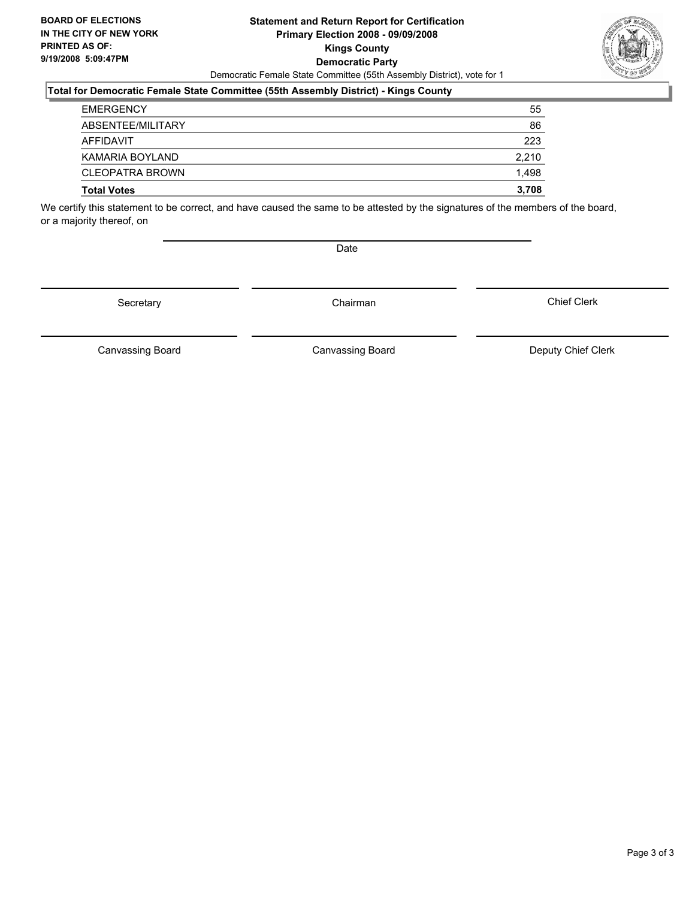**BOARD OF ELECTIONS IN THE CITY OF NEW YORK PRINTED AS OF: 9/19/2008 5:09:47PM**

# Statement and Return Report for Certification
## Primary Election 2008 - 09/09/2008
## Kings County
## Democratic Party

Democratic Female State Committee (55th Assembly District), vote for 1

### Total for Democratic Female State Committee (55th Assembly District) - Kings County

| | |
|---|---|
| EMERGENCY | 55 |
| ABSENTEE/MILITARY | 86 |
| AFFIDAVIT | 223 |
| KAMARIA BOYLAND | 2,210 |
| CLEOPATRA BROWN | 1,498 |
| **Total Votes** | **3,708** |

We certify this statement to be correct, and have caused the same to be attested by the signatures of the members of the board, or a majority thereof, on

Date

Secretary

Chairman

Chief Clerk

Canvassing Board

Canvassing Board

Deputy Chief Clerk